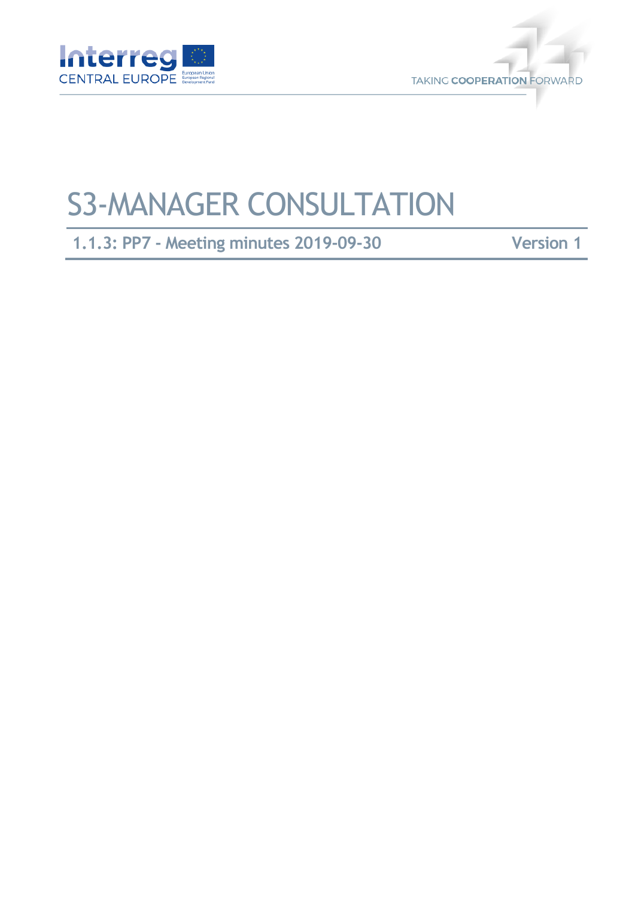# S3-MANAGER CONSULTATION

**1.1.3: PP7 - Meeting minutes 2019-09-30** **Version 1**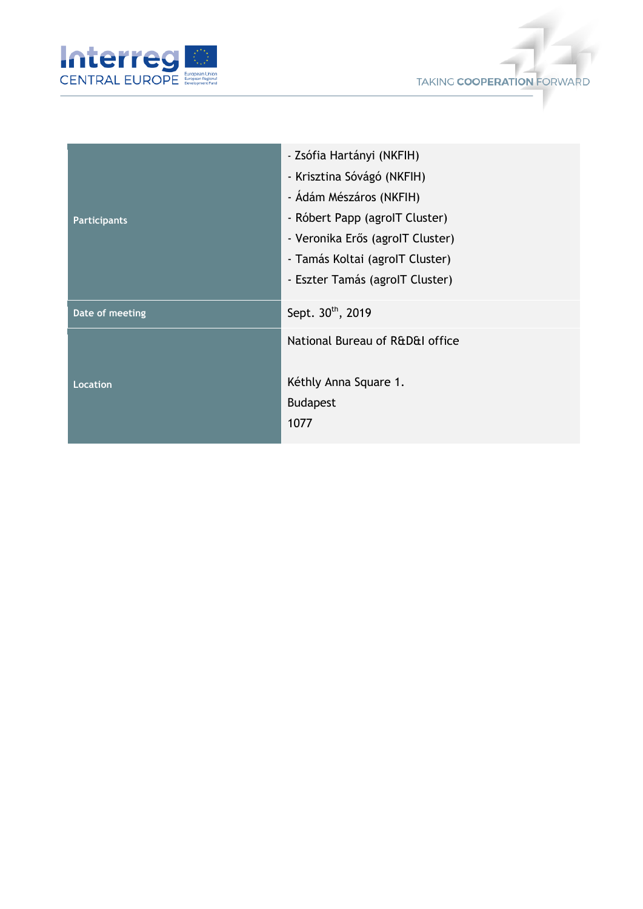| | |
|---|---|
| **Participants** | - Zsófia Hartányi (NKFIH)<br>- Krisztina Sóvágó (NKFIH)<br>- Ádám Mészáros (NKFIH)<br>- Róbert Papp (agroIT Cluster)<br>- Veronika Erős (agroIT Cluster)<br>- Tamás Koltai (agroIT Cluster)<br>- Eszter Tamás (agroIT Cluster) |
| **Date of meeting** | Sept. 30th, 2019 |
| **Location** | National Bureau of R&D&I office<br><br>Kéthly Anna Square 1.<br>Budapest<br>1077 |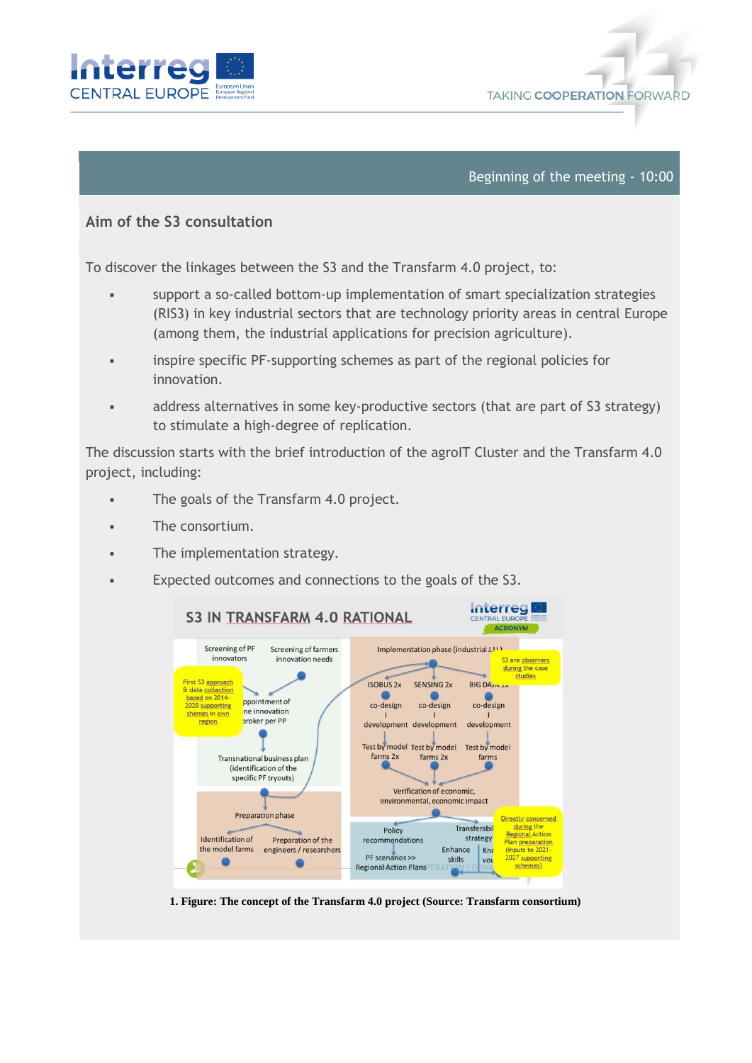Beginning of the meeting - 10:00

**Aim of the S3 consultation**

To discover the linkages between the S3 and the Transfarm 4.0 project, to:

- support a so-called bottom-up implementation of smart specialization strategies (RIS3) in key industrial sectors that are technology priority areas in central Europe (among them, the industrial applications for precision agriculture).
- inspire specific PF-supporting schemes as part of the regional policies for innovation.
- address alternatives in some key-productive sectors (that are part of S3 strategy) to stimulate a high-degree of replication.

The discussion starts with the brief introduction of the agroIT Cluster and the Transfarm 4.0 project, including:

- The goals of the Transfarm 4.0 project.
- The consortium.
- The implementation strategy.
- Expected outcomes and connections to the goals of the S3.

**1. Figure: The concept of the Transfarm 4.0 project (Source: Transfarm consortium)**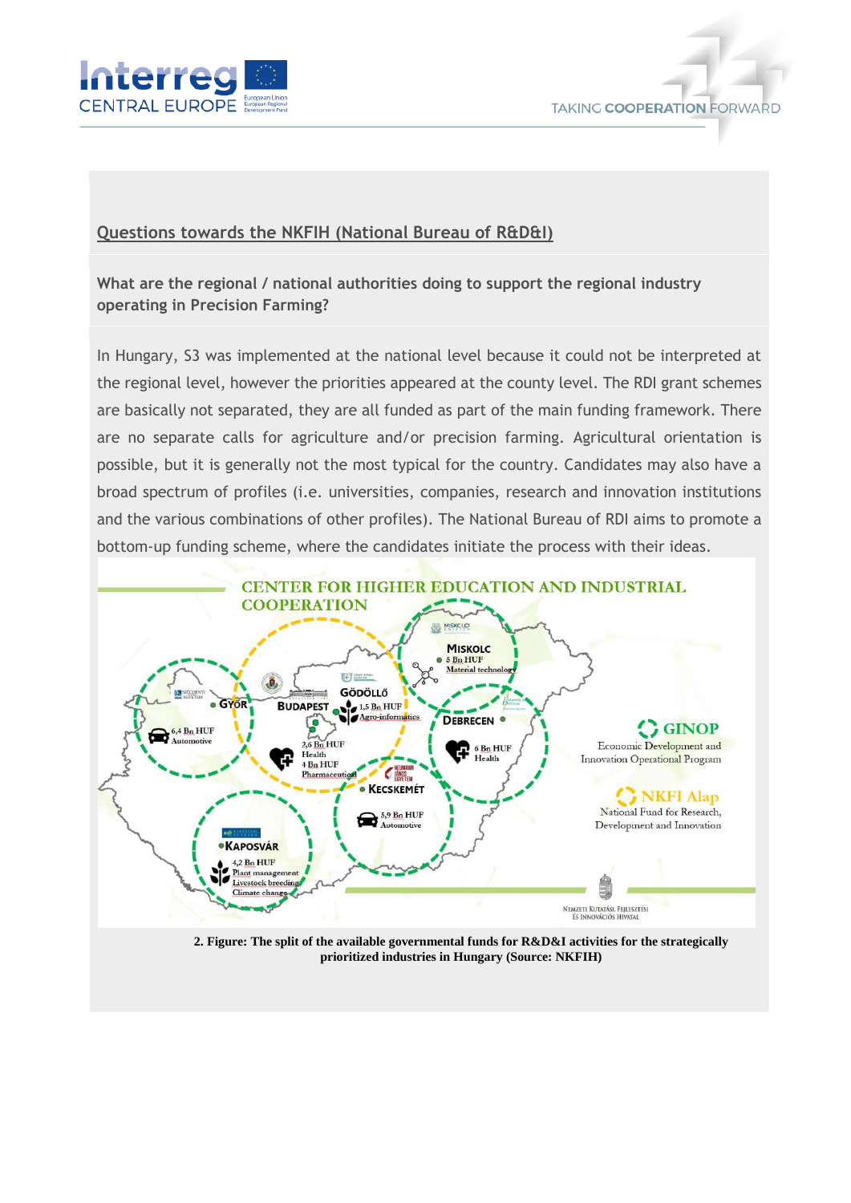## Questions towards the NKFIH (National Bureau of R&D&I)

**What are the regional / national authorities doing to support the regional industry operating in Precision Farming?**

In Hungary, S3 was implemented at the national level because it could not be interpreted at the regional level, however the priorities appeared at the county level. The RDI grant schemes are basically not separated, they are all funded as part of the main funding framework. There are no separate calls for agriculture and/or precision farming. Agricultural orientation is possible, but it is generally not the most typical for the country. Candidates may also have a broad spectrum of profiles (i.e. universities, companies, research and innovation institutions and the various combinations of other profiles). The National Bureau of RDI aims to promote a bottom-up funding scheme, where the candidates initiate the process with their ideas.

**2. Figure: The split of the available governmental funds for R&D&I activities for the strategically prioritized industries in Hungary (Source: NKFIH)**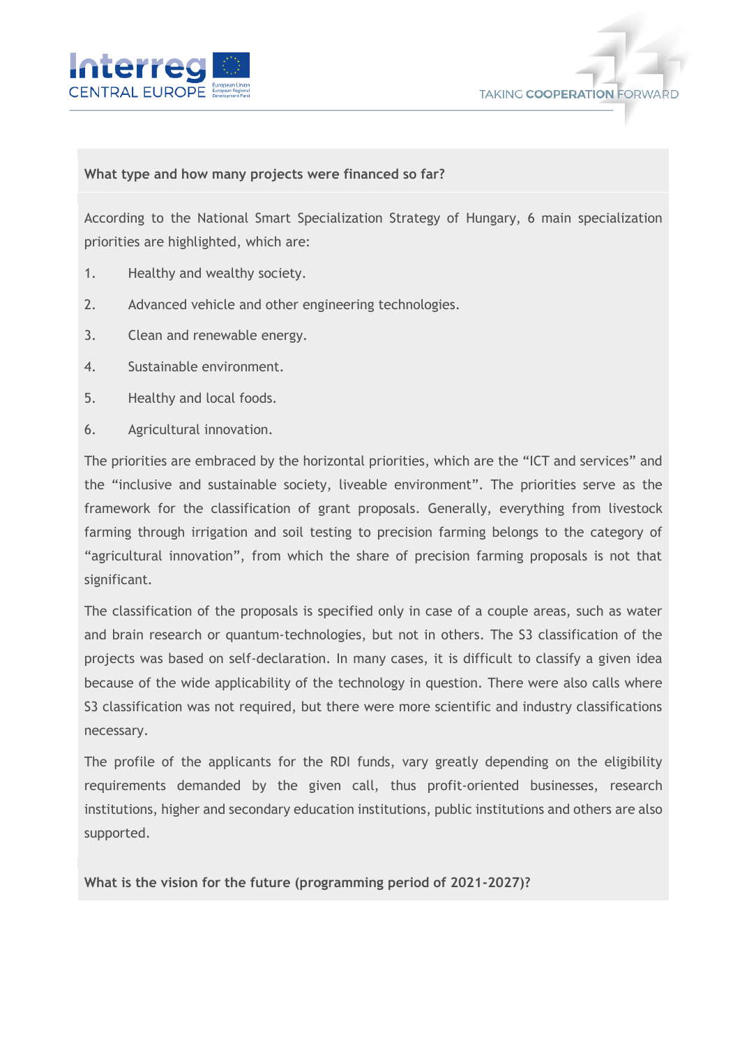**What type and how many projects were financed so far?**

According to the National Smart Specialization Strategy of Hungary, 6 main specialization priorities are highlighted, which are:

1. Healthy and wealthy society.
2. Advanced vehicle and other engineering technologies.
3. Clean and renewable energy.
4. Sustainable environment.
5. Healthy and local foods.
6. Agricultural innovation.

The priorities are embraced by the horizontal priorities, which are the "ICT and services" and the "inclusive and sustainable society, liveable environment". The priorities serve as the framework for the classification of grant proposals. Generally, everything from livestock farming through irrigation and soil testing to precision farming belongs to the category of "agricultural innovation", from which the share of precision farming proposals is not that significant.

The classification of the proposals is specified only in case of a couple areas, such as water and brain research or quantum-technologies, but not in others. The S3 classification of the projects was based on self-declaration. In many cases, it is difficult to classify a given idea because of the wide applicability of the technology in question. There were also calls where S3 classification was not required, but there were more scientific and industry classifications necessary.

The profile of the applicants for the RDI funds, vary greatly depending on the eligibility requirements demanded by the given call, thus profit-oriented businesses, research institutions, higher and secondary education institutions, public institutions and others are also supported.

**What is the vision for the future (programming period of 2021-2027)?**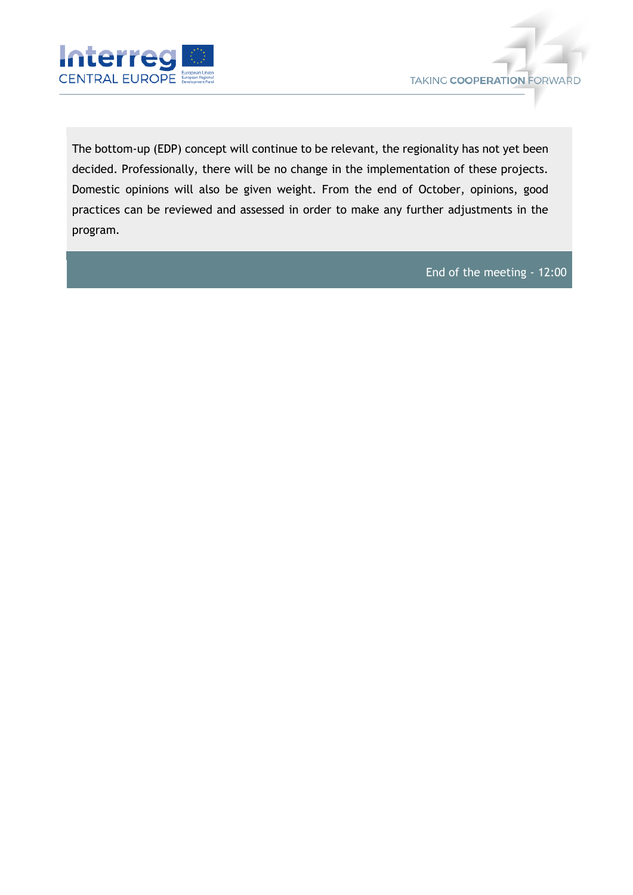The bottom-up (EDP) concept will continue to be relevant, the regionality has not yet been decided. Professionally, there will be no change in the implementation of these projects. Domestic opinions will also be given weight. From the end of October, opinions, good practices can be reviewed and assessed in order to make any further adjustments in the program.

End of the meeting - 12:00